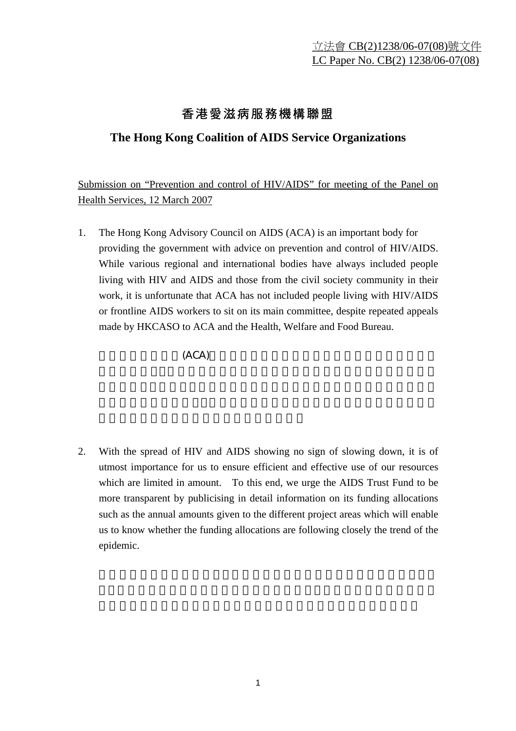立法會 CB(2)1238/06-07(08)號文件
LC Paper No. CB(2) 1238/06-07(08)

# 香港愛滋病服務機構聯盟

# The Hong Kong Coalition of AIDS Service Organizations

Submission on "Prevention and control of HIV/AIDS" for meeting of the Panel on Health Services, 12 March 2007

1. The Hong Kong Advisory Council on AIDS (ACA) is an important body for providing the government with advice on prevention and control of HIV/AIDS. While various regional and international bodies have always included people living with HIV and AIDS and those from the civil society community in their work, it is unfortunate that ACA has not included people living with HIV/AIDS or frontline AIDS workers to sit on its main committee, despite repeated appeals made by HKCASO to ACA and the Health, Welfare and Food Bureau.

   (ACA)

2. With the spread of HIV and AIDS showing no sign of slowing down, it is of utmost importance for us to ensure efficient and effective use of our resources which are limited in amount. To this end, we urge the AIDS Trust Fund to be more transparent by publicising in detail information on its funding allocations such as the annual amounts given to the different project areas which will enable us to know whether the funding allocations are following closely the trend of the epidemic.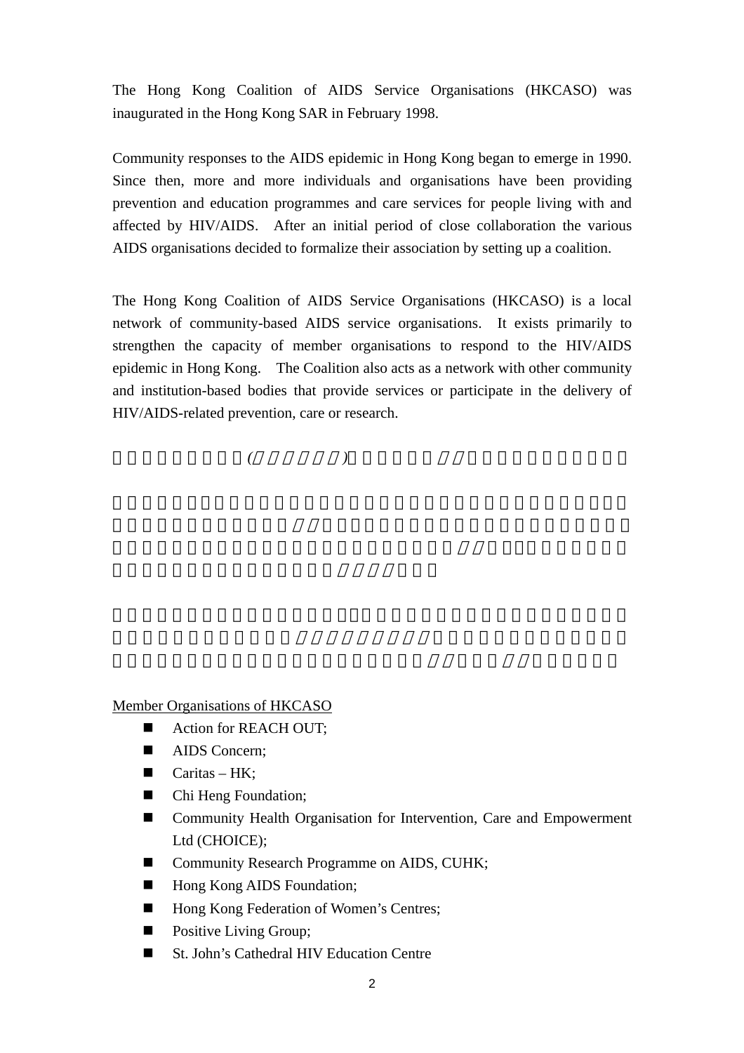The Hong Kong Coalition of AIDS Service Organisations (HKCASO) was inaugurated in the Hong Kong SAR in February 1998.

Community responses to the AIDS epidemic in Hong Kong began to emerge in 1990. Since then, more and more individuals and organisations have been providing prevention and education programmes and care services for people living with and affected by HIV/AIDS. After an initial period of close collaboration the various AIDS organisations decided to formalize their association by setting up a coalition.

The Hong Kong Coalition of AIDS Service Organisations (HKCASO) is a local network of community-based AIDS service organisations. It exists primarily to strengthen the capacity of member organisations to respond to the HIV/AIDS epidemic in Hong Kong. The Coalition also acts as a network with other community and institution-based bodies that provide services or participate in the delivery of HIV/AIDS-related prevention, care or research.

Member Organisations of HKCASO

- Action for REACH OUT;
- AIDS Concern;
- Caritas – HK;
- Chi Heng Foundation;
- Community Health Organisation for Intervention, Care and Empowerment Ltd (CHOICE);
- Community Research Programme on AIDS, CUHK;
- Hong Kong AIDS Foundation;
- Hong Kong Federation of Women's Centres;
- Positive Living Group;
- St. John's Cathedral HIV Education Centre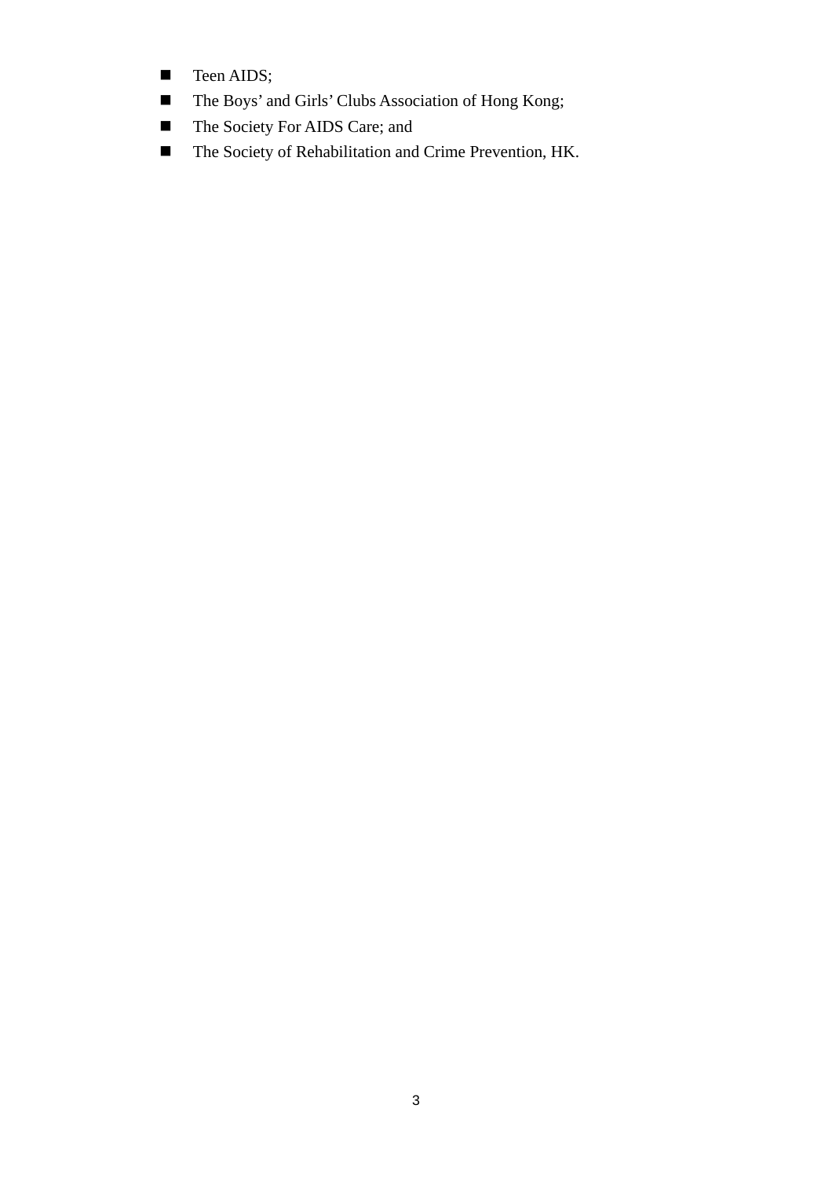- Teen AIDS;
- The Boys' and Girls' Clubs Association of Hong Kong;
- The Society For AIDS Care; and
- The Society of Rehabilitation and Crime Prevention, HK.